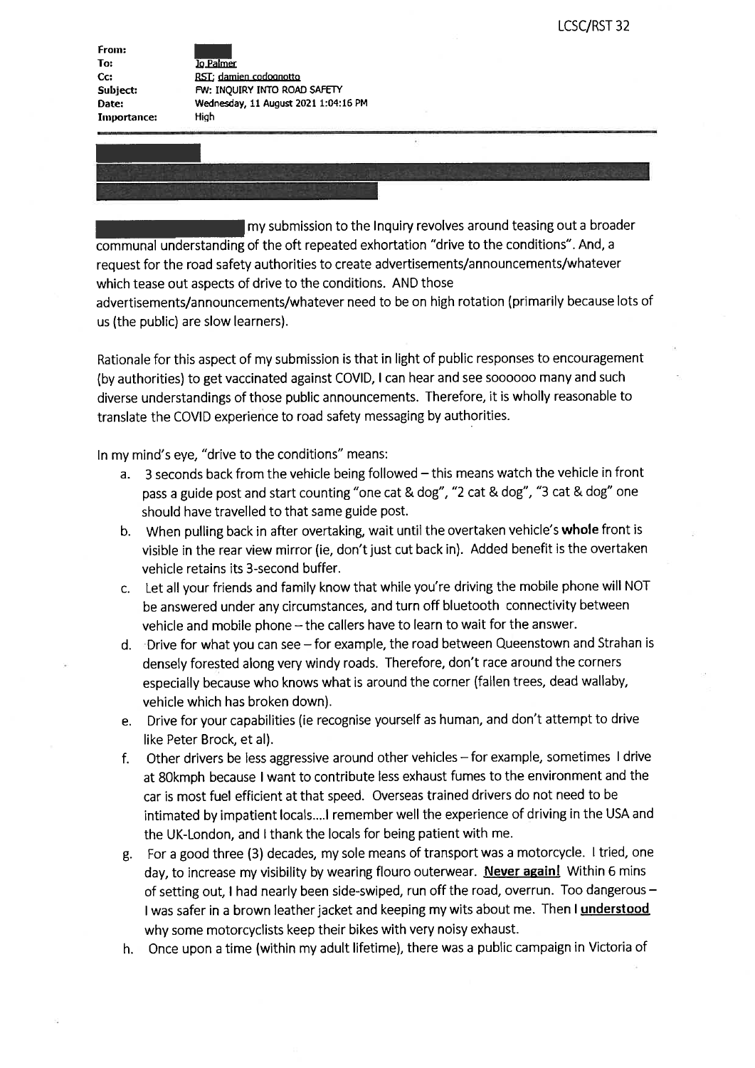LCSC/RST 32

**From:**
**To:** Jo Palmer
**Cc:** RST; damien codognotto
**Subject:** FW: INQUIRY INTO ROAD SAFETY
**Date:** Wednesday, 11 August 2021 1:04:16 PM
**Importance:** High

---

my submission to the Inquiry revolves around teasing out a broader communal understanding of the oft repeated exhortation "drive to the conditions". And, a request for the road safety authorities to create advertisements/announcements/whatever which tease out aspects of drive to the conditions. AND those advertisements/announcements/whatever need to be on high rotation (primarily because lots of us (the public) are slow learners).

Rationale for this aspect of my submission is that in light of public responses to encouragement (by authorities) to get vaccinated against COVID, I can hear and see soooooo many and such diverse understandings of those public announcements. Therefore, it is wholly reasonable to translate the COVID experience to road safety messaging by authorities.

In my mind's eye, "drive to the conditions" means:

a. 3 seconds back from the vehicle being followed – this means watch the vehicle in front pass a guide post and start counting "one cat & dog", "2 cat & dog", "3 cat & dog" one should have travelled to that same guide post.
b. When pulling back in after overtaking, wait until the overtaken vehicle's **whole** front is visible in the rear view mirror (ie, don't just cut back in). Added benefit is the overtaken vehicle retains its 3-second buffer.
c. Let all your friends and family know that while you're driving the mobile phone will NOT be answered under any circumstances, and turn off bluetooth connectivity between vehicle and mobile phone – the callers have to learn to wait for the answer.
d. Drive for what you can see – for example, the road between Queenstown and Strahan is densely forested along very windy roads. Therefore, don't race around the corners especially because who knows what is around the corner (fallen trees, dead wallaby, vehicle which has broken down).
e. Drive for your capabilities (ie recognise yourself as human, and don't attempt to drive like Peter Brock, et al).
f. Other drivers be less aggressive around other vehicles – for example, sometimes I drive at 80kmph because I want to contribute less exhaust fumes to the environment and the car is most fuel efficient at that speed. Overseas trained drivers do not need to be intimated by impatient locals....I remember well the experience of driving in the USA and the UK-London, and I thank the locals for being patient with me.
g. For a good three (3) decades, my sole means of transport was a motorcycle. I tried, one day, to increase my visibility by wearing flouro outerwear. **<u>Never again!</u>** Within 6 mins of setting out, I had nearly been side-swiped, run off the road, overrun. Too dangerous – I was safer in a brown leather jacket and keeping my wits about me. Then I **<u>understood</u>** why some motorcyclists keep their bikes with very noisy exhaust.
h. Once upon a time (within my adult lifetime), there was a public campaign in Victoria of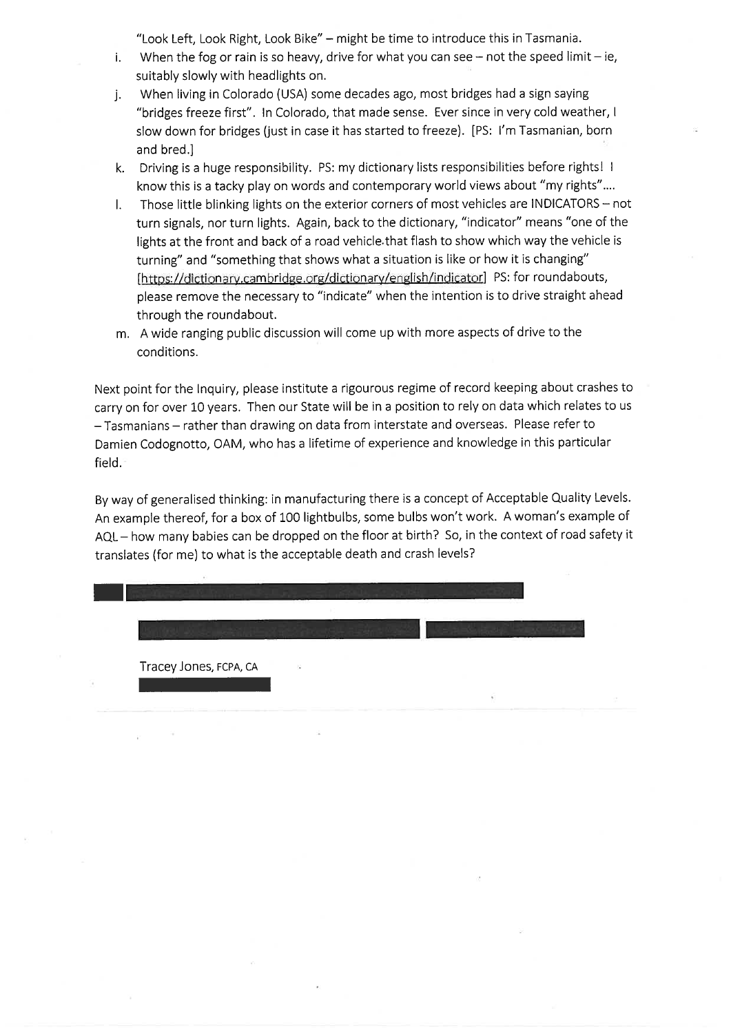"Look Left, Look Right, Look Bike" – might be time to introduce this in Tasmania.

i. When the fog or rain is so heavy, drive for what you can see – not the speed limit – ie, suitably slowly with headlights on.
j. When living in Colorado (USA) some decades ago, most bridges had a sign saying "bridges freeze first". In Colorado, that made sense. Ever since in very cold weather, I slow down for bridges (just in case it has started to freeze). [PS: I'm Tasmanian, born and bred.]
k. Driving is a huge responsibility. PS: my dictionary lists responsibilities before rights! I know this is a tacky play on words and contemporary world views about "my rights"....
l. Those little blinking lights on the exterior corners of most vehicles are INDICATORS – not turn signals, nor turn lights. Again, back to the dictionary, "indicator" means "one of the lights at the front and back of a road vehicle that flash to show which way the vehicle is turning" and "something that shows what a situation is like or how it is changing" [https://dictionary.cambridge.org/dictionary/english/indicator] PS: for roundabouts, please remove the necessary to "indicate" when the intention is to drive straight ahead through the roundabout.
m. A wide ranging public discussion will come up with more aspects of drive to the conditions.

Next point for the Inquiry, please institute a rigourous regime of record keeping about crashes to carry on for over 10 years. Then our State will be in a position to rely on data which relates to us – Tasmanians – rather than drawing on data from interstate and overseas. Please refer to Damien Codognotto, OAM, who has a lifetime of experience and knowledge in this particular field.

By way of generalised thinking: in manufacturing there is a concept of Acceptable Quality Levels. An example thereof, for a box of 100 lightbulbs, some bulbs won't work. A woman's example of AQL – how many babies can be dropped on the floor at birth? So, in the context of road safety it translates (for me) to what is the acceptable death and crash levels?

Tracey Jones, FCPA, CA